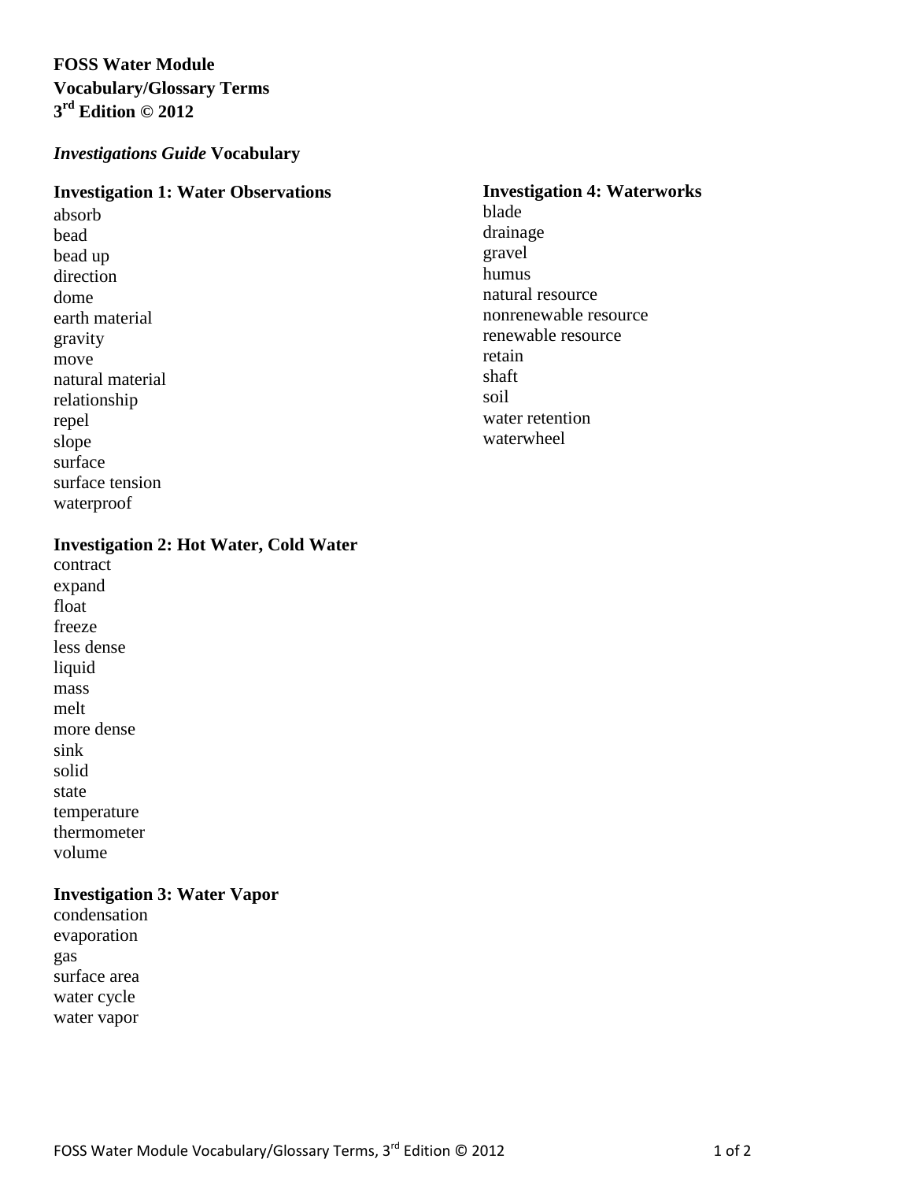**FOSS Water Module**
**Vocabulary/Glossary Terms**
**3rd Edition © 2012**

## *Investigations Guide* Vocabulary

### Investigation 1: Water Observations

absorb
bead
bead up
direction
dome
earth material
gravity
move
natural material
relationship
repel
slope
surface
surface tension
waterproof

### Investigation 2: Hot Water, Cold Water

contract
expand
float
freeze
less dense
liquid
mass
melt
more dense
sink
solid
state
temperature
thermometer
volume

### Investigation 3: Water Vapor

condensation
evaporation
gas
surface area
water cycle
water vapor

### Investigation 4: Waterworks

blade
drainage
gravel
humus
natural resource
nonrenewable resource
renewable resource
retain
shaft
soil
water retention
waterwheel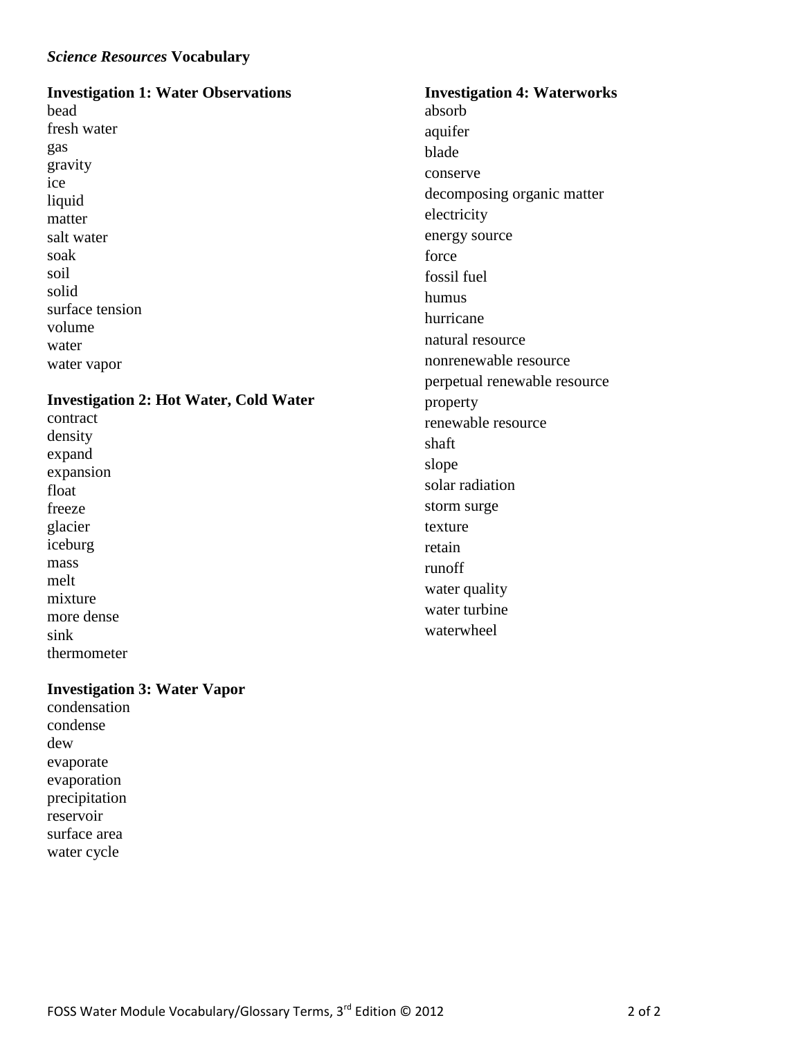## *Science Resources* Vocabulary

### Investigation 1: Water Observations

bead
fresh water
gas
gravity
ice
liquid
matter
salt water
soak
soil
solid
surface tension
volume
water
water vapor

### Investigation 2: Hot Water, Cold Water

contract
density
expand
expansion
float
freeze
glacier
iceburg
mass
melt
mixture
more dense
sink
thermometer

### Investigation 3: Water Vapor

condensation
condense
dew
evaporate
evaporation
precipitation
reservoir
surface area
water cycle

### Investigation 4: Waterworks

absorb
aquifer
blade
conserve
decomposing organic matter
electricity
energy source
force
fossil fuel
humus
hurricane
natural resource
nonrenewable resource
perpetual renewable resource
property
renewable resource
shaft
slope
solar radiation
storm surge
texture
retain
runoff
water quality
water turbine
waterwheel

FOSS Water Module Vocabulary/Glossary Terms, 3rd Edition © 2012